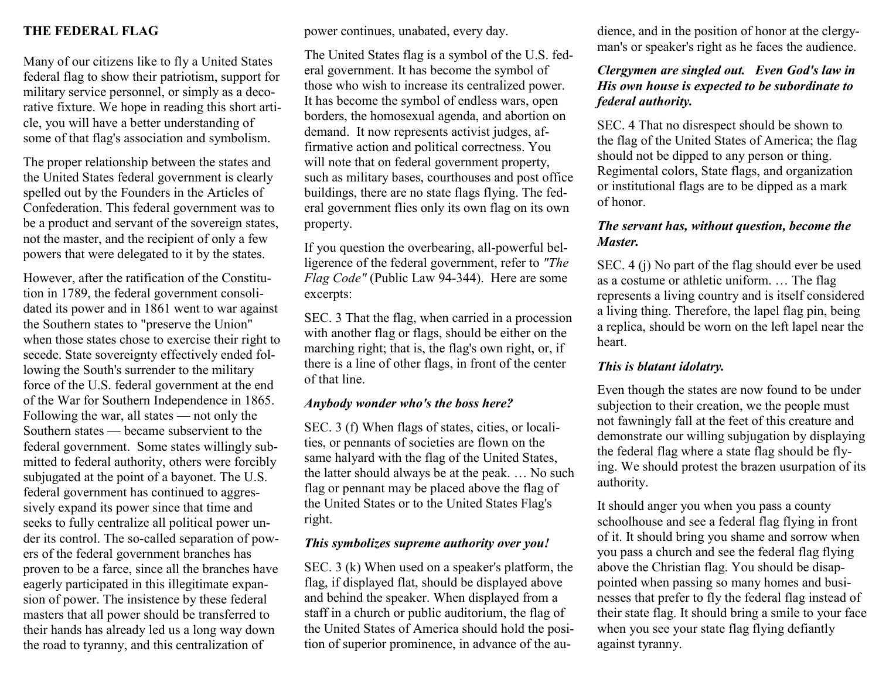# THE FEDERAL FLAG

Many of our citizens like to fly a United States federal flag to show their patriotism, support for military service personnel, or simply as a decorative fixture. We hope in reading this short article, you will have a better understanding of some of that flag's association and symbolism.

The proper relationship between the states and the United States federal government is clearly spelled out by the Founders in the Articles of Confederation. This federal government was to be a product and servant of the sovereign states, not the master, and the recipient of only a few powers that were delegated to it by the states.

However, after the ratification of the Constitution in 1789, the federal government consolidated its power and in 1861 went to war against the Southern states to "preserve the Union" when those states chose to exercise their right to secede. State sovereignty effectively ended following the South's surrender to the military force of the U.S. federal government at the end of the War for Southern Independence in 1865. Following the war, all states — not only the Southern states — became subservient to the federal government. Some states willingly submitted to federal authority, others were forcibly subjugated at the point of a bayonet. The U.S. federal government has continued to aggressively expand its power since that time and seeks to fully centralize all political power under its control. The so-called separation of powers of the federal government branches has proven to be a farce, since all the branches have eagerly participated in this illegitimate expansion of power. The insistence by these federal masters that all power should be transferred to their hands has already led us a long way down the road to tyranny, and this centralization of power continues, unabated, every day.

The United States flag is a symbol of the U.S. federal government. It has become the symbol of those who wish to increase its centralized power. It has become the symbol of endless wars, open borders, the homosexual agenda, and abortion on demand. It now represents activist judges, affirmative action and political correctness. You will note that on federal government property, such as military bases, courthouses and post office buildings, there are no state flags flying. The federal government flies only its own flag on its own property.

If you question the overbearing, all-powerful belligerence of the federal government, refer to *"The Flag Code"* (Public Law 94-344). Here are some excerpts:

SEC. 3 That the flag, when carried in a procession with another flag or flags, should be either on the marching right; that is, the flag's own right, or, if there is a line of other flags, in front of the center of that line.

***Anybody wonder who's the boss here?***

SEC. 3 (f) When flags of states, cities, or localities, or pennants of societies are flown on the same halyard with the flag of the United States, the latter should always be at the peak. … No such flag or pennant may be placed above the flag of the United States or to the United States Flag's right.

***This symbolizes supreme authority over you!***

SEC. 3 (k) When used on a speaker's platform, the flag, if displayed flat, should be displayed above and behind the speaker. When displayed from a staff in a church or public auditorium, the flag of the United States of America should hold the position of superior prominence, in advance of the audience, and in the position of honor at the clergyman's or speaker's right as he faces the audience.

***Clergymen are singled out. Even God's law in His own house is expected to be subordinate to federal authority.***

SEC. 4 That no disrespect should be shown to the flag of the United States of America; the flag should not be dipped to any person or thing. Regimental colors, State flags, and organization or institutional flags are to be dipped as a mark of honor.

***The servant has, without question, become the Master.***

SEC. 4 (j) No part of the flag should ever be used as a costume or athletic uniform. … The flag represents a living country and is itself considered a living thing. Therefore, the lapel flag pin, being a replica, should be worn on the left lapel near the heart.

***This is blatant idolatry.***

Even though the states are now found to be under subjection to their creation, we the people must not fawningly fall at the feet of this creature and demonstrate our willing subjugation by displaying the federal flag where a state flag should be flying. We should protest the brazen usurpation of its authority.

It should anger you when you pass a county schoolhouse and see a federal flag flying in front of it. It should bring you shame and sorrow when you pass a church and see the federal flag flying above the Christian flag. You should be disappointed when passing so many homes and businesses that prefer to fly the federal flag instead of their state flag. It should bring a smile to your face when you see your state flag flying defiantly against tyranny.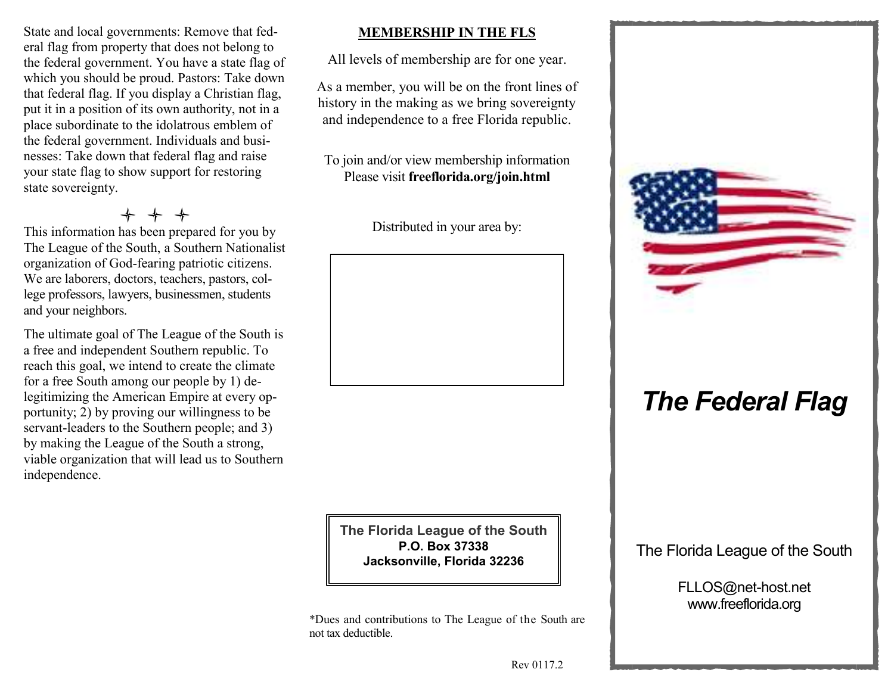State and local governments: Remove that federal flag from property that does not belong to the federal government. You have a state flag of which you should be proud. Pastors: Take down that federal flag. If you display a Christian flag, put it in a position of its own authority, not in a place subordinate to the idolatrous emblem of the federal government. Individuals and businesses: Take down that federal flag and raise your state flag to show support for restoring state sovereignty.

✦ ✦ ✦

This information has been prepared for you by The League of the South, a Southern Nationalist organization of God-fearing patriotic citizens. We are laborers, doctors, teachers, pastors, college professors, lawyers, businessmen, students and your neighbors.

The ultimate goal of The League of the South is a free and independent Southern republic. To reach this goal, we intend to create the climate for a free South among our people by 1) delegitimizing the American Empire at every opportunity; 2) by proving our willingness to be servant-leaders to the Southern people; and 3) by making the League of the South a strong, viable organization that will lead us to Southern independence.

**MEMBERSHIP IN THE FLS**

All levels of membership are for one year.

As a member, you will be on the front lines of history in the making as we bring sovereignty and independence to a free Florida republic.

To join and/or view membership information Please visit **freeflorida.org/join.html**

Distributed in your area by:

**The Florida League of the South**
**P.O. Box 37338**
**Jacksonville, Florida 32236**

*Dues and contributions to The League of the South are not tax deductible.

Rev 0117.2

# *The Federal Flag*

The Florida League of the South

FLLOS@net-host.net
www.freeflorida.org